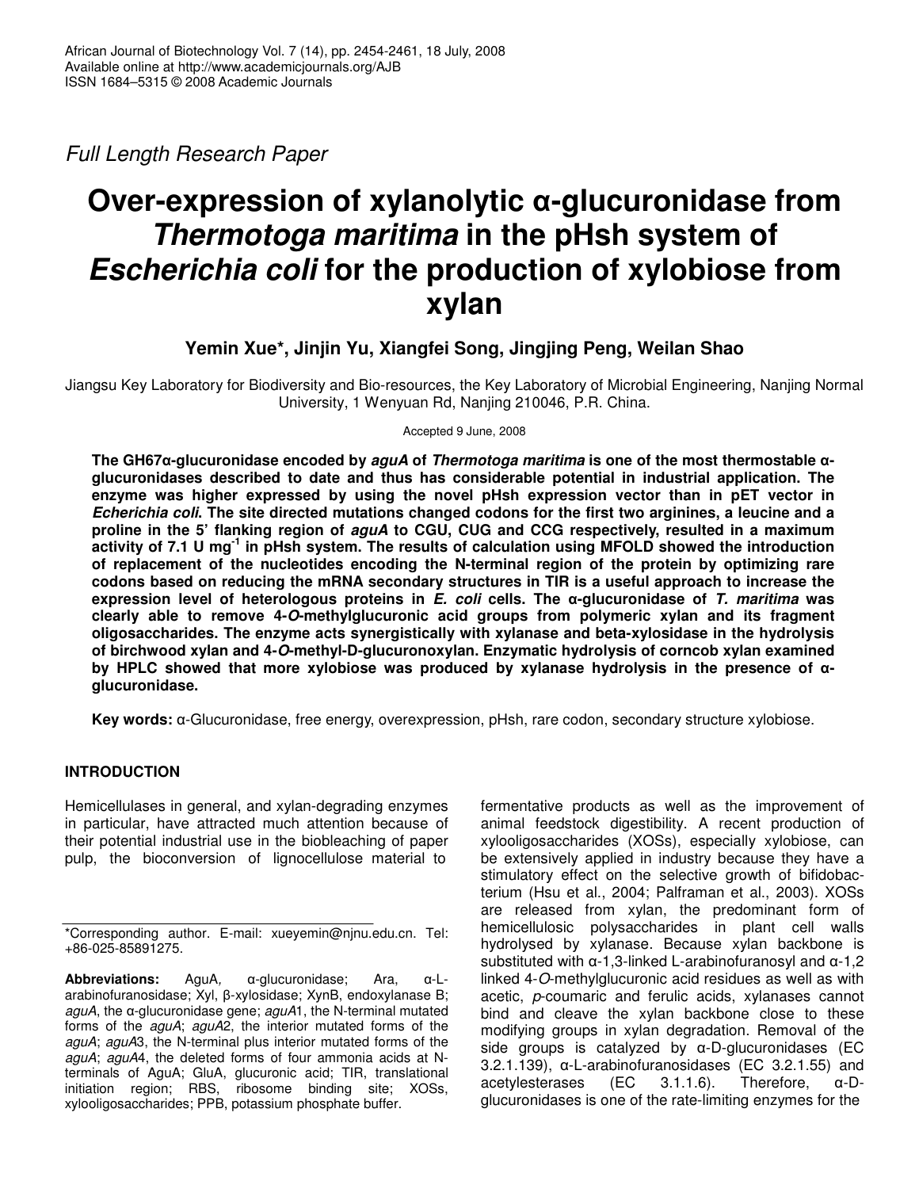*Full Length Research Paper*

# Over-expression of xylanolytic α-glucuronidase from *Thermotoga maritima* in the pHsh system of *Escherichia coli* for the production of xylobiose from xylan

**Yemin Xue\*, Jinjin Yu, Xiangfei Song, Jingjing Peng, Weilan Shao**

Jiangsu Key Laboratory for Biodiversity and Bio-resources, the Key Laboratory of Microbial Engineering, Nanjing Normal University, 1 Wenyuan Rd, Nanjing 210046, P.R. China.

Accepted 9 June, 2008

**The GH67α-glucuronidase encoded by *aguA* of *Thermotoga maritima* is one of the most thermostable α-glucuronidases described to date and thus has considerable potential in industrial application. The enzyme was higher expressed by using the novel pHsh expression vector than in pET vector in *Echerichia coli*. The site directed mutations changed codons for the first two arginines, a leucine and a proline in the 5' flanking region of *aguA* to CGU, CUG and CCG respectively, resulted in a maximum activity of 7.1 U mg$^{-1}$ in pHsh system. The results of calculation using MFOLD showed the introduction of replacement of the nucleotides encoding the N-terminal region of the protein by optimizing rare codons based on reducing the mRNA secondary structures in TIR is a useful approach to increase the expression level of heterologous proteins in *E. coli* cells. The α-glucuronidase of *T. maritima* was clearly able to remove 4-*O*-methylglucuronic acid groups from polymeric xylan and its fragment oligosaccharides. The enzyme acts synergistically with xylanase and beta-xylosidase in the hydrolysis of birchwood xylan and 4-*O*-methyl-D-glucuronoxylan. Enzymatic hydrolysis of corncob xylan examined by HPLC showed that more xylobiose was produced by xylanase hydrolysis in the presence of α-glucuronidase.**

**Key words:** α-Glucuronidase, free energy, overexpression, pHsh, rare codon, secondary structure xylobiose.

## INTRODUCTION

Hemicellulases in general, and xylan-degrading enzymes in particular, have attracted much attention because of their potential industrial use in the biobleaching of paper pulp, the bioconversion of lignocellulose material to fermentative products as well as the improvement of animal feedstock digestibility. A recent production of xylooligosaccharides (XOSs), especially xylobiose, can be extensively applied in industry because they have a stimulatory effect on the selective growth of bifidobacterium (Hsu et al., 2004; Palframan et al., 2003). XOSs are released from xylan, the predominant form of hemicellulosic polysaccharides in plant cell walls hydrolysed by xylanase. Because xylan backbone is substituted with α-1,3-linked L-arabinofuranosyl and α-1,2 linked 4-*O*-methylglucuronic acid residues as well as with acetic, *p*-coumaric and ferulic acids, xylanases cannot bind and cleave the xylan backbone close to these modifying groups in xylan degradation. Removal of the side groups is catalyzed by α-D-glucuronidases (EC 3.2.1.139), α-L-arabinofuranosidases (EC 3.2.1.55) and acetylesterases (EC 3.1.1.6). Therefore, α-D-glucuronidases is one of the rate-limiting enzymes for the

\*Corresponding author. E-mail: xueyemin@njnu.edu.cn. Tel: +86-025-85891275.

**Abbreviations:** AguA, α-glucuronidase; Ara, α-L-arabinofuranosidase; Xyl, β-xylosidase; XynB, endoxylanase B; *aguA*, the α-glucuronidase gene; *aguA*1, the N-terminal mutated forms of the *aguA*; *aguA*2, the interior mutated forms of the *aguA*; *aguA*3, the N-terminal plus interior mutated forms of the *aguA*; *aguA*4, the deleted forms of four ammonia acids at N-terminals of AguA; GluA, glucuronic acid; TIR, translational initiation region; RBS, ribosome binding site; XOSs, xylooligosaccharides; PPB, potassium phosphate buffer.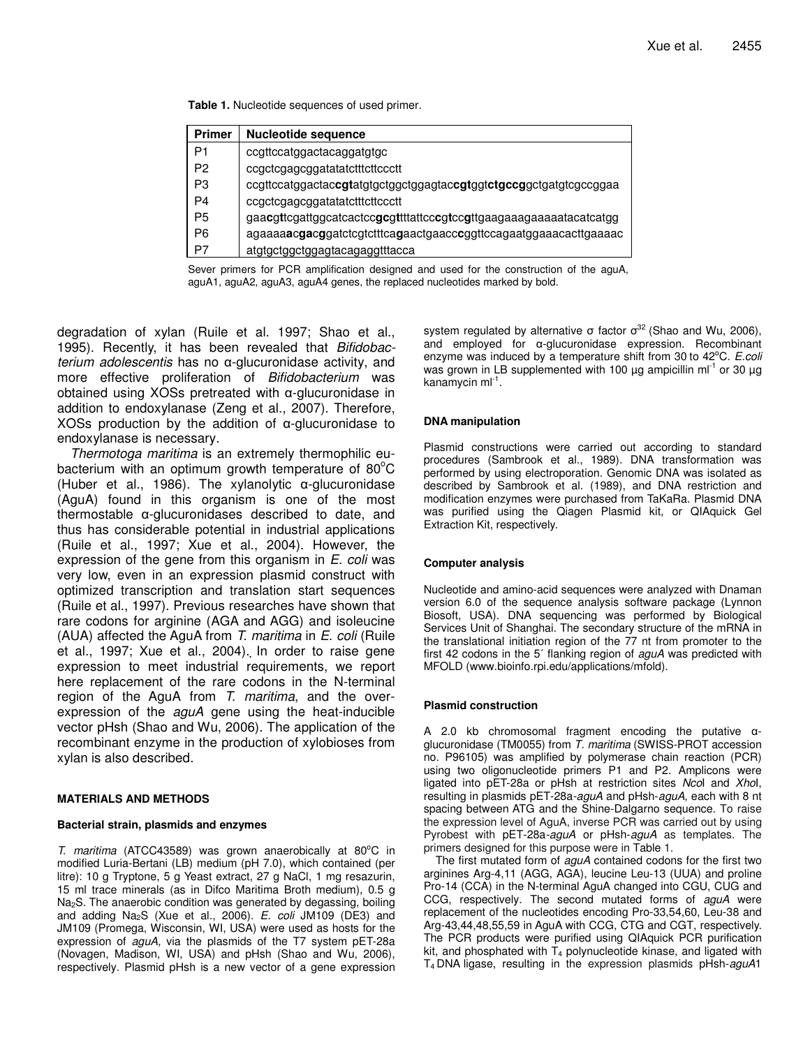**Table 1.** Nucleotide sequences of used primer.

| Primer | Nucleotide sequence |
|---|---|
| P1 | ccgttccatggactacaggatgtgc |
| P2 | ccgctcgagcggatatatctttcttccctt |
| P3 | ccgttccatggactac**cgt**atgtgctggctggagtac**cgt**ggt**ctgccg**gctgatgtcgccggaa |
| P4 | ccgctcgagcggatatatctttcttccctt |
| P5 | gaa**c**g**t**tcgattggcatcactcc**gc**g**t**tttattcc**c**g**t**cc**g**ttgaagaaagaaaaatacatcatgg |
| P6 | agaaaa**ac**g**ac**g**g**atctcgtctttca**g**aactgaacc**c**ggttccagaatggaaacacttgaaaac |
| P7 | atgtgctggctggagtacagaggtttacca |

Sever primers for PCR amplification designed and used for the construction of the aguA, aguA1, aguA2, aguA3, aguA4 genes, the replaced nucleotides marked by bold.

degradation of xylan (Ruile et al. 1997; Shao et al., 1995). Recently, it has been revealed that *Bifidobacterium adolescentis* has no α-glucuronidase activity, and more effective proliferation of *Bifidobacterium* was obtained using XOSs pretreated with α-glucuronidase in addition to endoxylanase (Zeng et al., 2007). Therefore, XOSs production by the addition of α-glucuronidase to endoxylanase is necessary.

*Thermotoga maritima* is an extremely thermophilic eubacterium with an optimum growth temperature of 80°C (Huber et al., 1986). The xylanolytic α-glucuronidase (AguA) found in this organism is one of the most thermostable α-glucuronidases described to date, and thus has considerable potential in industrial applications (Ruile et al., 1997; Xue et al., 2004). However, the expression of the gene from this organism in *E. coli* was very low, even in an expression plasmid construct with optimized transcription and translation start sequences (Ruile et al., 1997). Previous researches have shown that rare codons for arginine (AGA and AGG) and isoleucine (AUA) affected the AguA from *T. maritima* in *E. coli* (Ruile et al., 1997; Xue et al., 2004). In order to raise gene expression to meet industrial requirements, we report here replacement of the rare codons in the N-terminal region of the AguA from *T. maritima*, and the over-expression of the *aguA* gene using the heat-inducible vector pHsh (Shao and Wu, 2006). The application of the recombinant enzyme in the production of xylobioses from xylan is also described.

## MATERIALS AND METHODS

### Bacterial strain, plasmids and enzymes

*T. maritima* (ATCC43589) was grown anaerobically at 80°C in modified Luria-Bertani (LB) medium (pH 7.0), which contained (per litre): 10 g Tryptone, 5 g Yeast extract, 27 g NaCl, 1 mg resazurin, 15 ml trace minerals (as in Difco Maritima Broth medium), 0.5 g $Na_2S$. The anaerobic condition was generated by degassing, boiling and adding $Na_2S$ (Xue et al., 2006). *E. coli* JM109 (DE3) and JM109 (Promega, Wisconsin, WI, USA) were used as hosts for the expression of *aguA,* via the plasmids of the T7 system pET-28a (Novagen, Madison, WI, USA) and pHsh (Shao and Wu, 2006), respectively. Plasmid pHsh is a new vector of a gene expression system regulated by alternative σ factor $\sigma^{32}$ (Shao and Wu, 2006), and employed for α-glucuronidase expression. Recombinant enzyme was induced by a temperature shift from 30 to 42°C. *E.coli* was grown in LB supplemented with 100 μg ampicillin $ml^{-1}$ or 30 μg kanamycin $ml^{-1}$.

### DNA manipulation

Plasmid constructions were carried out according to standard procedures (Sambrook et al., 1989). DNA transformation was performed by using electroporation. Genomic DNA was isolated as described by Sambrook et al. (1989), and DNA restriction and modification enzymes were purchased from TaKaRa. Plasmid DNA was purified using the Qiagen Plasmid kit, or QIAquick Gel Extraction Kit, respectively.

### Computer analysis

Nucleotide and amino-acid sequences were analyzed with Dnaman version 6.0 of the sequence analysis software package (Lynnon Biosoft, USA). DNA sequencing was performed by Biological Services Unit of Shanghai. The secondary structure of the mRNA in the translational initiation region of the 77 nt from promoter to the first 42 codons in the 5´ flanking region of *aguA* was predicted with MFOLD (www.bioinfo.rpi.edu/applications/mfold).

### Plasmid construction

A 2.0 kb chromosomal fragment encoding the putative α-glucuronidase (TM0055) from *T. maritima* (SWISS-PROT accession no. P96105) was amplified by polymerase chain reaction (PCR) using two oligonucleotide primers P1 and P2. Amplicons were ligated into pET-28a or pHsh at restriction sites *Nco*I and *Xho*I, resulting in plasmids pET-28a-*aguA* and pHsh-*aguA,* each with 8 nt spacing between ATG and the Shine-Dalgarno sequence. To raise the expression level of AguA, inverse PCR was carried out by using Pyrobest with pET-28a-*aguA* or pHsh-*aguA* as templates. The primers designed for this purpose were in Table 1.

The first mutated form of *aguA* contained codons for the first two arginines Arg-4,11 (AGG, AGA), leucine Leu-13 (UUA) and proline Pro-14 (CCA) in the N-terminal AguA changed into CGU, CUG and CCG, respectively. The second mutated forms of *aguA* were replacement of the nucleotides encoding Pro-33,54,60, Leu-38 and Arg-43,44,48,55,59 in AguA with CCG, CTG and CGT, respectively. The PCR products were purified using QIAquick PCR purification kit, and phosphated with $T_4$ polynucleotide kinase, and ligated with $T_4$ DNA ligase, resulting in the expression plasmids pHsh-*aguA*1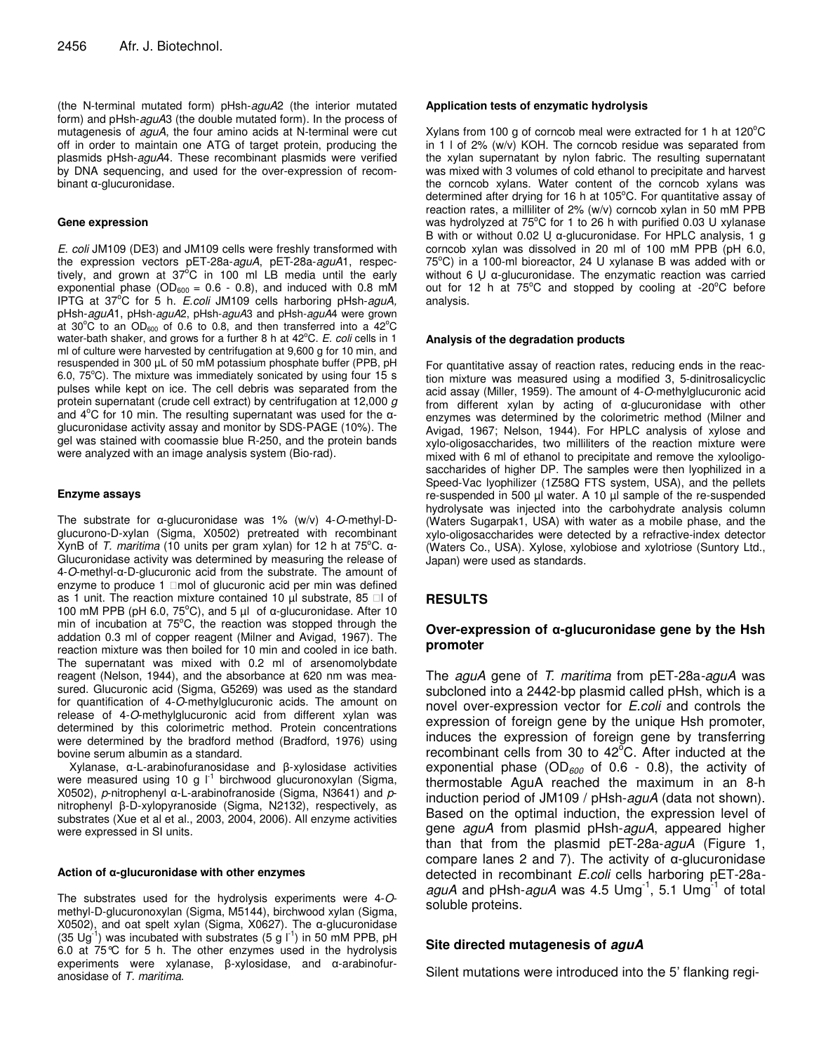(the N-terminal mutated form) pHsh-*aguA*2 (the interior mutated form) and pHsh-*aguA*3 (the double mutated form). In the process of mutagenesis of *aguA*, the four amino acids at N-terminal were cut off in order to maintain one ATG of target protein, producing the plasmids pHsh-*aguA*4. These recombinant plasmids were verified by DNA sequencing, and used for the over-expression of recombinant α-glucuronidase.

#### Gene expression

*E. coli* JM109 (DE3) and JM109 cells were freshly transformed with the expression vectors pET-28a-*aguA*, pET-28a-*aguA*1, respectively, and grown at 37°C in 100 ml LB media until the early exponential phase ($OD_{600}$ = 0.6 - 0.8), and induced with 0.8 mM IPTG at 37°C for 5 h. *E.coli* JM109 cells harboring pHsh-*aguA*, pHsh-*aguA*1, pHsh-*aguA*2, pHsh-*aguA*3 and pHsh-*aguA*4 were grown at 30°C to an $OD_{600}$ of 0.6 to 0.8, and then transferred into a 42°C water-bath shaker, and grows for a further 8 h at 42°C. *E. coli* cells in 1 ml of culture were harvested by centrifugation at 9,600 g for 10 min, and resuspended in 300 µL of 50 mM potassium phosphate buffer (PPB, pH 6.0, 75°C). The mixture was immediately sonicated by using four 15 s pulses while kept on ice. The cell debris was separated from the protein supernatant (crude cell extract) by centrifugation at 12,000 *g* and 4°C for 10 min. The resulting supernatant was used for the α-glucuronidase activity assay and monitor by SDS-PAGE (10%). The gel was stained with coomassie blue R-250, and the protein bands were analyzed with an image analysis system (Bio-rad).

#### Enzyme assays

The substrate for α-glucuronidase was 1% (w/v) 4-*O*-methyl-D-glucurono-D-xylan (Sigma, X0502) pretreated with recombinant XynB of *T. maritima* (10 units per gram xylan) for 12 h at 75°C. α-Glucuronidase activity was determined by measuring the release of 4-*O*-methyl-α-D-glucuronic acid from the substrate. The amount of enzyme to produce 1 µmol of glucuronic acid per min was defined as 1 unit. The reaction mixture contained 10 µl substrate, 85 µl of 100 mM PPB (pH 6.0, 75°C), and 5 µl of α-glucuronidase. After 10 min of incubation at 75°C, the reaction was stopped through the addation 0.3 ml of copper reagent (Milner and Avigad, 1967). The reaction mixture was then boiled for 10 min and cooled in ice bath. The supernatant was mixed with 0.2 ml of arsenomolybdate reagent (Nelson, 1944), and the absorbance at 620 nm was measured. Glucuronic acid (Sigma, G5269) was used as the standard for quantification of 4-*O*-methylglucuronic acids. The amount on release of 4-*O*-methylglucuronic acid from different xylan was determined by this colorimetric method. Protein concentrations were determined by the bradford method (Bradford, 1976) using bovine serum albumin as a standard.

Xylanase, α-L-arabinofuranosidase and β-xylosidase activities were measured using 10 g $l^{-1}$ birchwood glucuronoxylan (Sigma, X0502), *p*-nitrophenyl α-L-arabinofranoside (Sigma, N3641) and *p*-nitrophenyl β-D-xylopyranoside (Sigma, N2132), respectively, as substrates (Xue et al et al., 2003, 2004, 2006). All enzyme activities were expressed in SI units.

#### Action of α-glucuronidase with other enzymes

The substrates used for the hydrolysis experiments were 4-*O*-methyl-D-glucuronoxylan (Sigma, M5144), birchwood xylan (Sigma, X0502), and oat spelt xylan (Sigma, X0627). The α-glucuronidase (35 $Ug^{-1}$) was incubated with substrates (5 g $l^{-1}$) in 50 mM PPB, pH 6.0 at 75°C for 5 h. The other enzymes used in the hydrolysis experiments were xylanase, β-xylosidase, and α-arabinofuranosidase of *T. maritima*.

#### Application tests of enzymatic hydrolysis

Xylans from 100 g of corncob meal were extracted for 1 h at 120°C in 1 l of 2% (w/v) KOH. The corncob residue was separated from the xylan supernatant by nylon fabric. The resulting supernatant was mixed with 3 volumes of cold ethanol to precipitate and harvest the corncob xylans. Water content of the corncob xylans was determined after drying for 16 h at 105°C. For quantitative assay of reaction rates, a milliliter of 2% (w/v) corncob xylan in 50 mM PPB was hydrolyzed at 75°C for 1 to 26 h with purified 0.03 U xylanase B with or without 0.02 U α-glucuronidase. For HPLC analysis, 1 g corncob xylan was dissolved in 20 ml of 100 mM PPB (pH 6.0, 75°C) in a 100-ml bioreactor, 24 U xylanase B was added with or without 6 U α-glucuronidase. The enzymatic reaction was carried out for 12 h at 75°C and stopped by cooling at -20°C before analysis.

#### Analysis of the degradation products

For quantitative assay of reaction rates, reducing ends in the reaction mixture was measured using a modified 3, 5-dinitrosalicyclic acid assay (Miller, 1959). The amount of 4-*O*-methylglucuronic acid from different xylan by acting of α-glucuronidase with other enzymes was determined by the colorimetric method (Milner and Avigad, 1967; Nelson, 1944). For HPLC analysis of xylose and xylo-oligosaccharides, two milliliters of the reaction mixture were mixed with 6 ml of ethanol to precipitate and remove the xylooligosaccharides of higher DP. The samples were then lyophilized in a Speed-Vac lyophilizer (1Z58Q FTS system, USA), and the pellets re-suspended in 500 µl water. A 10 µl sample of the re-suspended hydrolysate was injected into the carbohydrate analysis column (Waters Sugarpak1, USA) with water as a mobile phase, and the xylo-oligosaccharides were detected by a refractive-index detector (Waters Co., USA). Xylose, xylobiose and xylotriose (Suntory Ltd., Japan) were used as standards.

## RESULTS

### Over-expression of α-glucuronidase gene by the Hsh promoter

The *aguA* gene of *T. maritima* from pET-28a-*aguA* was subcloned into a 2442-bp plasmid called pHsh, which is a novel over-expression vector for *E.coli* and controls the expression of foreign gene by the unique Hsh promoter, induces the expression of foreign gene by transferring recombinant cells from 30 to 42°C. After inducted at the exponential phase ($OD_{600}$ of 0.6 - 0.8), the activity of thermostable AguA reached the maximum in an 8-h induction period of JM109 / pHsh-*aguA* (data not shown). Based on the optimal induction, the expression level of gene *aguA* from plasmid pHsh-*aguA*, appeared higher than that from the plasmid pET-28a-*aguA* (Figure 1, compare lanes 2 and 7). The activity of α-glucuronidase detected in recombinant *E.coli* cells harboring pET-28a-*aguA* and pHsh-*aguA* was 4.5 $Umg^{-1}$, 5.1 $Umg^{-1}$ of total soluble proteins.

### Site directed mutagenesis of *aguA*

Silent mutations were introduced into the 5' flanking regi-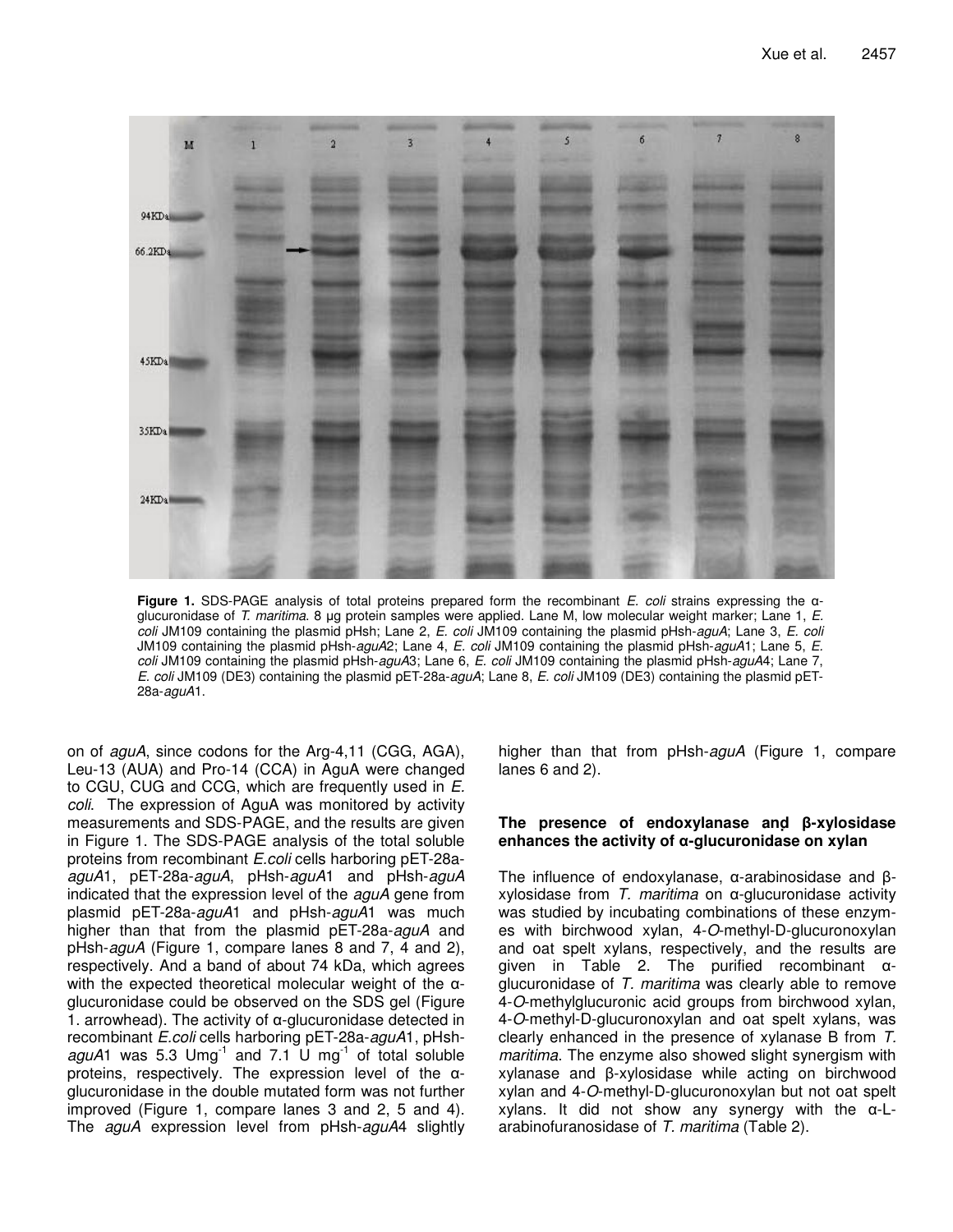**Figure 1.** SDS-PAGE analysis of total proteins prepared form the recombinant *E. coli* strains expressing the α-glucuronidase of *T. maritima*. 8 μg protein samples were applied. Lane M, low molecular weight marker; Lane 1, *E. coli* JM109 containing the plasmid pHsh; Lane 2, *E. coli* JM109 containing the plasmid pHsh-*aguA*; Lane 3, *E. coli* JM109 containing the plasmid pHsh-*aguA*2; Lane 4, *E. coli* JM109 containing the plasmid pHsh-*aguA*1; Lane 5, *E. coli* JM109 containing the plasmid pHsh-*aguA*3; Lane 6, *E. coli* JM109 containing the plasmid pHsh-*aguA*4; Lane 7, *E. coli* JM109 (DE3) containing the plasmid pET-28a-*aguA*; Lane 8, *E. coli* JM109 (DE3) containing the plasmid pET-28a-*aguA*1.

on of *aguA*, since codons for the Arg-4,11 (CGG, AGA), Leu-13 (AUA) and Pro-14 (CCA) in AguA were changed to CGU, CUG and CCG, which are frequently used in *E. coli*. The expression of AguA was monitored by activity measurements and SDS-PAGE, and the results are given in Figure 1. The SDS-PAGE analysis of the total soluble proteins from recombinant *E.coli* cells harboring pET-28a-*aguA*1, pET-28a-*aguA*, pHsh-*aguA*1 and pHsh-*aguA* indicated that the expression level of the *aguA* gene from plasmid pET-28a-*aguA*1 and pHsh-*aguA*1 was much higher than that from the plasmid pET-28a-*aguA* and pHsh-*aguA* (Figure 1, compare lanes 8 and 7, 4 and 2), respectively. And a band of about 74 kDa, which agrees with the expected theoretical molecular weight of the α-glucuronidase could be observed on the SDS gel (Figure 1. arrowhead). The activity of α-glucuronidase detected in recombinant *E.coli* cells harboring pET-28a-*aguA*1, pHsh-*aguA*1 was 5.3 $U mg^{-1}$ and 7.1 $U mg^{-1}$ of total soluble proteins, respectively. The expression level of the α-glucuronidase in the double mutated form was not further improved (Figure 1, compare lanes 3 and 2, 5 and 4). The *aguA* expression level from pHsh-*aguA*4 slightly higher than that from pHsh-*aguA* (Figure 1, compare lanes 6 and 2).

### The presence of endoxylanase and β-xylosidase enhances the activity of α-glucuronidase on xylan

The influence of endoxylanase, α-arabinosidase and β-xylosidase from *T. maritima* on α-glucuronidase activity was studied by incubating combinations of these enzymes with birchwood xylan, 4-*O*-methyl-D-glucuronoxylan and oat spelt xylans, respectively, and the results are given in Table 2. The purified recombinant α-glucuronidase of *T. maritima* was clearly able to remove 4-*O*-methylglucuronic acid groups from birchwood xylan, 4-*O*-methyl-D-glucuronoxylan and oat spelt xylans, was clearly enhanced in the presence of xylanase B from *T. maritima*. The enzyme also showed slight synergism with xylanase and β-xylosidase while acting on birchwood xylan and 4-*O*-methyl-D-glucuronoxylan but not oat spelt xylans. It did not show any synergy with the α-L-arabinofuranosidase of *T. maritima* (Table 2).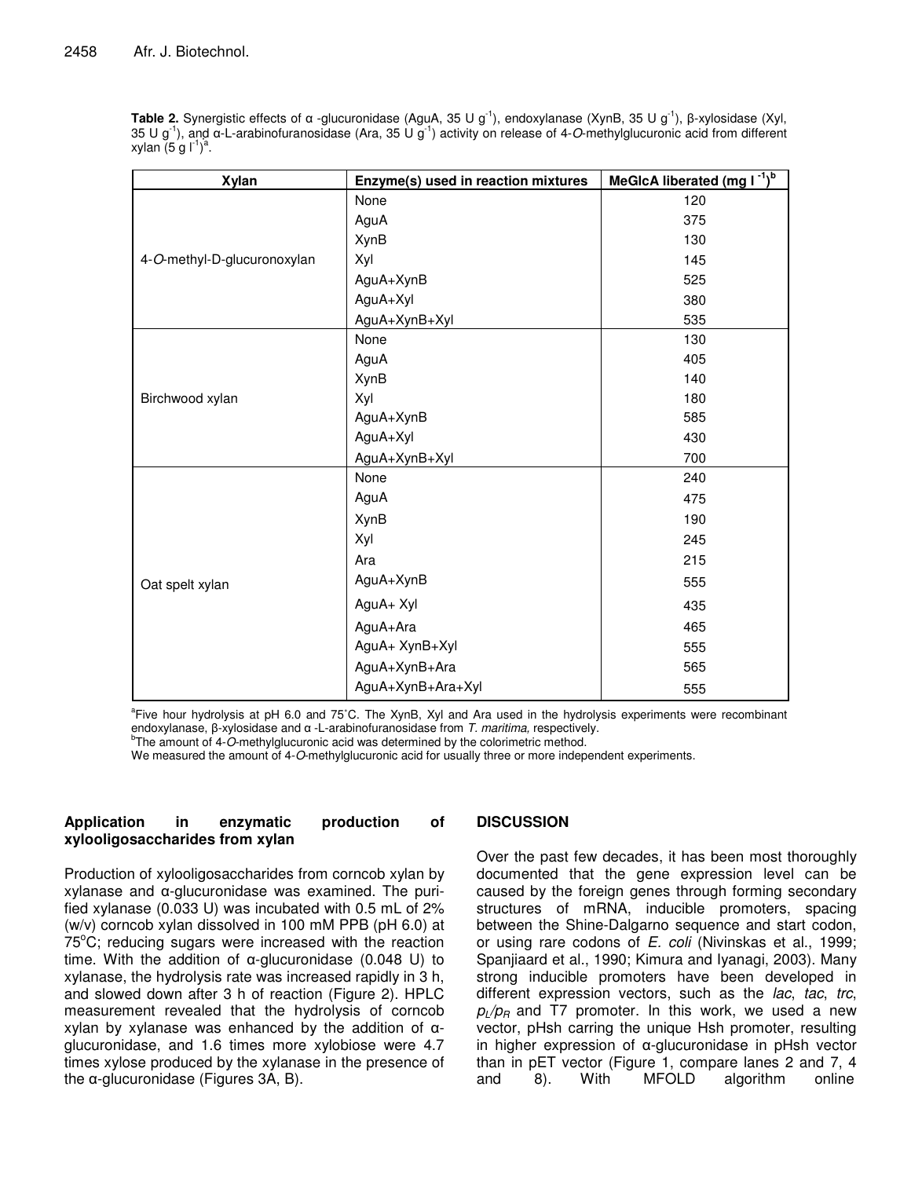**Table 2.** Synergistic effects of α -glucuronidase (AguA, 35 U $g^{-1}$), endoxylanase (XynB, 35 U $g^{-1}$), β-xylosidase (Xyl, 35 U $g^{-1}$), and α-L-arabinofuranosidase (Ara, 35 U $g^{-1}$) activity on release of 4-*O*-methylglucuronic acid from different xylan (5 g $l^{-1}$)[a].

| Xylan | Enzyme(s) used in reaction mixtures | MeGlcA liberated (mg $l^{-1}$)[b] |
|---|---|---|
| 4-*O*-methyl-D-glucuronoxylan | None | 120 |
| | AguA | 375 |
| | XynB | 130 |
| | Xyl | 145 |
| | AguA+XynB | 525 |
| | AguA+Xyl | 380 |
| | AguA+XynB+Xyl | 535 |
| Birchwood xylan | None | 130 |
| | AguA | 405 |
| | XynB | 140 |
| | Xyl | 180 |
| | AguA+XynB | 585 |
| | AguA+Xyl | 430 |
| | AguA+XynB+Xyl | 700 |
| Oat spelt xylan | None | 240 |
| | AguA | 475 |
| | XynB | 190 |
| | Xyl | 245 |
| | Ara | 215 |
| | AguA+XynB | 555 |
| | AguA+ Xyl | 435 |
| | AguA+Ara | 465 |
| | AguA+ XynB+Xyl | 555 |
| | AguA+XynB+Ara | 565 |
| | AguA+XynB+Ara+Xyl | 555 |

[a]Five hour hydrolysis at pH 6.0 and 75°C. The XynB, Xyl and Ara used in the hydrolysis experiments were recombinant endoxylanase, β-xylosidase and α -L-arabinofuranosidase from *T. maritima,* respectively.
[b]The amount of 4-*O*-methylglucuronic acid was determined by the colorimetric method.
We measured the amount of 4-*O*-methylglucuronic acid for usually three or more independent experiments.

### Application in enzymatic production of xylooligosaccharides from xylan

Production of xylooligosaccharides from corncob xylan by xylanase and α-glucuronidase was examined. The purified xylanase (0.033 U) was incubated with 0.5 mL of 2% (w/v) corncob xylan dissolved in 100 mM PPB (pH 6.0) at 75°C; reducing sugars were increased with the reaction time. With the addition of α-glucuronidase (0.048 U) to xylanase, the hydrolysis rate was increased rapidly in 3 h, and slowed down after 3 h of reaction (Figure 2). HPLC measurement revealed that the hydrolysis of corncob xylan by xylanase was enhanced by the addition of α-glucuronidase, and 1.6 times more xylobiose were 4.7 times xylose produced by the xylanase in the presence of the α-glucuronidase (Figures 3A, B).

## DISCUSSION

Over the past few decades, it has been most thoroughly documented that the gene expression level can be caused by the foreign genes through forming secondary structures of mRNA, inducible promoters, spacing between the Shine-Dalgarno sequence and start codon, or using rare codons of *E. coli* (Nivinskas et al., 1999; Spanjiaard et al., 1990; Kimura and Iyanagi, 2003). Many strong inducible promoters have been developed in different expression vectors, such as the *lac*, *tac*, *trc*, $p_L/p_R$ and T7 promoter. In this work, we used a new vector, pHsh carring the unique Hsh promoter, resulting in higher expression of α-glucuronidase in pHsh vector than in pET vector (Figure 1, compare lanes 2 and 7, 4 and 8). With MFOLD algorithm online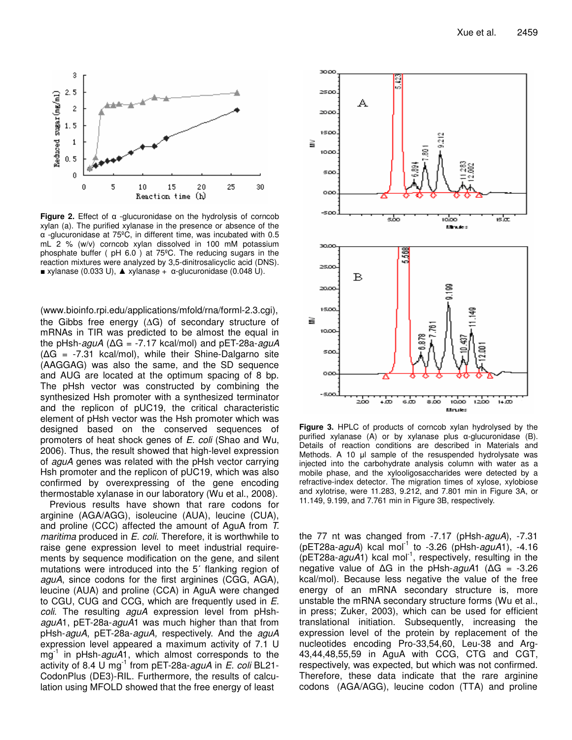Figure 2. Effect of α -glucuronidase on the hydrolysis of corncob xylan (a). The purified xylanase in the presence or absence of the α -glucuronidase at 75ºC, in different time, was incubated with 0.5 mL 2 % (w/v) corncob xylan dissolved in 100 mM potassium phosphate buffer ( pH 6.0 ) at 75ºC. The reducing sugars in the reaction mixtures were analyzed by 3,5-dinitrosalicyclic acid (DNS). ■ xylanase (0.033 U), ▲ xylanase + α-glucuronidase (0.048 U).

Figure 3. HPLC of products of corncob xylan hydrolysed by the purified xylanase (A) or by xylanase plus α-glucuronidase (B). Details of reaction conditions are described in Materials and Methods. A 10 µl sample of the resuspended hydrolysate was injected into the carbohydrate analysis column with water as a mobile phase, and the xylooligosaccharides were detected by a refractive-index detector. The migration times of xylose, xylobiose and xylotrise, were 11.283, 9.212, and 7.801 min in Figure 3A, or 11.149, 9.199, and 7.761 min in Figure 3B, respectively.

(www.bioinfo.rpi.edu/applications/mfold/rna/forml-2.3.cgi), the Gibbs free energy (ΔG) of secondary structure of mRNAs in TIR was predicted to be almost the equal in the pHsh-*aguA* (ΔG = -7.17 kcal/mol) and pET-28a-*aguA* (ΔG = -7.31 kcal/mol), while their Shine-Dalgarno site (AAGGAG) was also the same, and the SD sequence and AUG are located at the optimum spacing of 8 bp. The pHsh vector was constructed by combining the synthesized Hsh promoter with a synthesized terminator and the replicon of pUC19, the critical characteristic element of pHsh vector was the Hsh promoter which was designed based on the conserved sequences of promoters of heat shock genes of *E. coli* (Shao and Wu, 2006). Thus, the result showed that high-level expression of *aguA* genes was related with the pHsh vector carrying Hsh promoter and the replicon of pUC19, which was also confirmed by overexpressing of the gene encoding thermostable xylanase in our laboratory (Wu et al., 2008).

Previous results have shown that rare codons for arginine (AGA/AGG), isoleucine (AUA), leucine (CUA), and proline (CCC) affected the amount of AguA from *T. maritima* produced in *E. coli*. Therefore, it is worthwhile to raise gene expression level to meet industrial requirements by sequence modification on the gene, and silent mutations were introduced into the 5´ flanking region of *aguA*, since codons for the first arginines (CGG, AGA), leucine (AUA) and proline (CCA) in AguA were changed to CGU, CUG and CCG, which are frequently used in *E. coli*. The resulting *aguA* expression level from pHsh-*aguA*1, pET-28a-*aguA*1 was much higher than that from pHsh-*aguA*, pET-28a-*aguA*, respectively. And the *aguA* expression level appeared a maximum activity of 7.1 U mg$^{-1}$ in pHsh-*aguA*1, which almost corresponds to the activity of 8.4 U mg$^{-1}$ from pET-28a-*aguA* in *E. coli* BL21-CodonPlus (DE3)-RIL. Furthermore, the results of calculation using MFOLD showed that the free energy of least the 77 nt was changed from -7.17 (pHsh-*aguA*), -7.31 (pET28a-*aguA*) kcal mol$^{-1}$ to -3.26 (pHsh-*aguA*1), -4.16 (pET28a-*aguA*1) kcal mol$^{-1}$, respectively, resulting in the negative value of ΔG in the pHsh-*aguA*1 (ΔG = -3.26 kcal/mol). Because less negative the value of the free energy of an mRNA secondary structure is, more unstable the mRNA secondary structure forms (Wu et al., in press; Zuker, 2003), which can be used for efficient translational initiation. Subsequently, increasing the expression level of the protein by replacement of the nucleotides encoding Pro-33,54,60, Leu-38 and Arg-43,44,48,55,59 in AguA with CCG, CTG and CGT, respectively, was expected, but which was not confirmed. Therefore, these data indicate that the rare arginine codons (AGA/AGG), leucine codon (TTA) and proline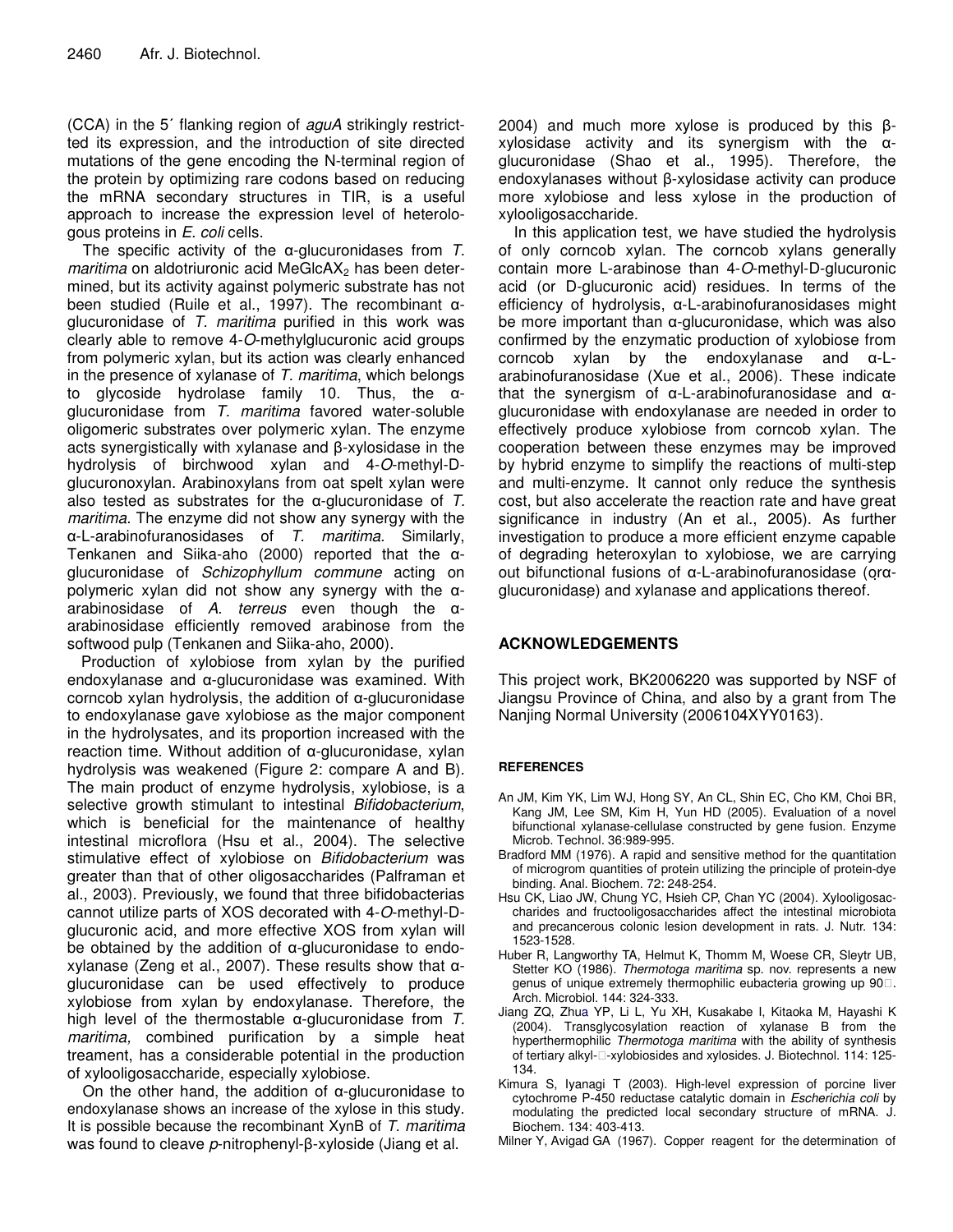(CCA) in the 5´ flanking region of *aguA* strikingly restrictted its expression, and the introduction of site directed mutations of the gene encoding the N-terminal region of the protein by optimizing rare codons based on reducing the mRNA secondary structures in TIR, is a useful approach to increase the expression level of heterologous proteins in *E. coli* cells.

The specific activity of the α-glucuronidases from *T. maritima* on aldotriuronic acid $MeGlcAX_2$ has been determined, but its activity against polymeric substrate has not been studied (Ruile et al., 1997). The recombinant α-glucuronidase of *T. maritima* purified in this work was clearly able to remove 4-*O*-methylglucuronic acid groups from polymeric xylan, but its action was clearly enhanced in the presence of xylanase of *T. maritima*, which belongs to glycoside hydrolase family 10. Thus, the α-glucuronidase from *T. maritima* favored water-soluble oligomeric substrates over polymeric xylan. The enzyme acts synergistically with xylanase and β-xylosidase in the hydrolysis of birchwood xylan and 4-*O*-methyl-D-glucuronoxylan. Arabinoxylans from oat spelt xylan were also tested as substrates for the α-glucuronidase of *T. maritima*. The enzyme did not show any synergy with the α-L-arabinofuranosidases of *T. maritima*. Similarly, Tenkanen and Siika-aho (2000) reported that the α-glucuronidase of *Schizophyllum commune* acting on polymeric xylan did not show any synergy with the α-arabinosidase of *A. terreus* even though the α-arabinosidase efficiently removed arabinose from the softwood pulp (Tenkanen and Siika-aho, 2000).

Production of xylobiose from xylan by the purified endoxylanase and α-glucuronidase was examined. With corncob xylan hydrolysis, the addition of α-glucuronidase to endoxylanase gave xylobiose as the major component in the hydrolysates, and its proportion increased with the reaction time. Without addition of α-glucuronidase, xylan hydrolysis was weakened (Figure 2: compare A and B). The main product of enzyme hydrolysis, xylobiose, is a selective growth stimulant to intestinal *Bifidobacterium*, which is beneficial for the maintenance of healthy intestinal microflora (Hsu et al., 2004). The selective stimulative effect of xylobiose on *Bifidobacterium* was greater than that of other oligosaccharides (Palframan et al., 2003). Previously, we found that three bifidobacterias cannot utilize parts of XOS decorated with 4-*O*-methyl-D-glucuronic acid, and more effective XOS from xylan will be obtained by the addition of α-glucuronidase to endo-xylanase (Zeng et al., 2007). These results show that α-glucuronidase can be used effectively to produce xylobiose from xylan by endoxylanase. Therefore, the high level of the thermostable α-glucuronidase from *T. maritima,* combined purification by a simple heat treament, has a considerable potential in the production of xylooligosaccharide, especially xylobiose.

On the other hand, the addition of α-glucuronidase to endoxylanase shows an increase of the xylose in this study. It is possible because the recombinant XynB of *T. maritima* was found to cleave *p*-nitrophenyl-β-xyloside (Jiang et al. 2004) and much more xylose is produced by this β-xylosidase activity and its synergism with the α-glucuronidase (Shao et al., 1995). Therefore, the endoxylanases without β-xylosidase activity can produce more xylobiose and less xylose in the production of xylooligosaccharide.

In this application test, we have studied the hydrolysis of only corncob xylan. The corncob xylans generally contain more L-arabinose than 4-*O*-methyl-D-glucuronic acid (or D-glucuronic acid) residues. In terms of the efficiency of hydrolysis, α-L-arabinofuranosidases might be more important than α-glucuronidase, which was also confirmed by the enzymatic production of xylobiose from corncob xylan by the endoxylanase and α-L-arabinofuranosidase (Xue et al., 2006). These indicate that the synergism of α-L-arabinofuranosidase and α-glucuronidase with endoxylanase are needed in order to effectively produce xylobiose from corncob xylan. The cooperation between these enzymes may be improved by hybrid enzyme to simplify the reactions of multi-step and multi-enzyme. It cannot only reduce the synthesis cost, but also accelerate the reaction rate and have great significance in industry (An et al., 2005). As further investigation to produce a more efficient enzyme capable of degrading heteroxylan to xylobiose, we are carrying out bifunctional fusions of α-L-arabinofuranosidase (or α-glucuronidase) and xylanase and applications thereof.

## ACKNOWLEDGEMENTS

This project work, BK2006220 was supported by NSF of Jiangsu Province of China, and also by a grant from The Nanjing Normal University (2006104XYY0163).

### REFERENCES

An JM, Kim YK, Lim WJ, Hong SY, An CL, Shin EC, Cho KM, Choi BR, Kang JM, Lee SM, Kim H, Yun HD (2005). Evaluation of a novel bifunctional xylanase-cellulase constructed by gene fusion. Enzyme Microb. Technol. 36:989-995.

Bradford MM (1976). A rapid and sensitive method for the quantitation of microgrom quantities of protein utilizing the principle of protein-dye binding. Anal. Biochem. 72: 248-254.

Hsu CK, Liao JW, Chung YC, Hsieh CP, Chan YC (2004). Xylooligosaccharides and fructooligosaccharides affect the intestinal microbiota and precancerous colonic lesion development in rats. J. Nutr. 134: 1523-1528.

Huber R, Langworthy TA, Helmut K, Thomm M, Woese CR, Sleytr UB, Stetter KO (1986). *Thermotoga maritima* sp. nov. represents a new genus of unique extremely thermophilic eubacteria growing up 90□. Arch. Microbiol. 144: 324-333.

Jiang ZQ, Zhua YP, Li L, Yu XH, Kusakabe I, Kitaoka M, Hayashi K (2004). Transglycosylation reaction of xylanase B from the hyperthermophilic *Thermotoga maritima* with the ability of synthesis of tertiary alkyl-□-xylobiosides and xylosides. J. Biotechnol. 114: 125-134.

Kimura S, Iyanagi T (2003). High-level expression of porcine liver cytochrome P-450 reductase catalytic domain in *Escherichia coli* by modulating the predicted local secondary structure of mRNA. J. Biochem. 134: 403-413.

Milner Y, Avigad GA (1967). Copper reagent for the determination of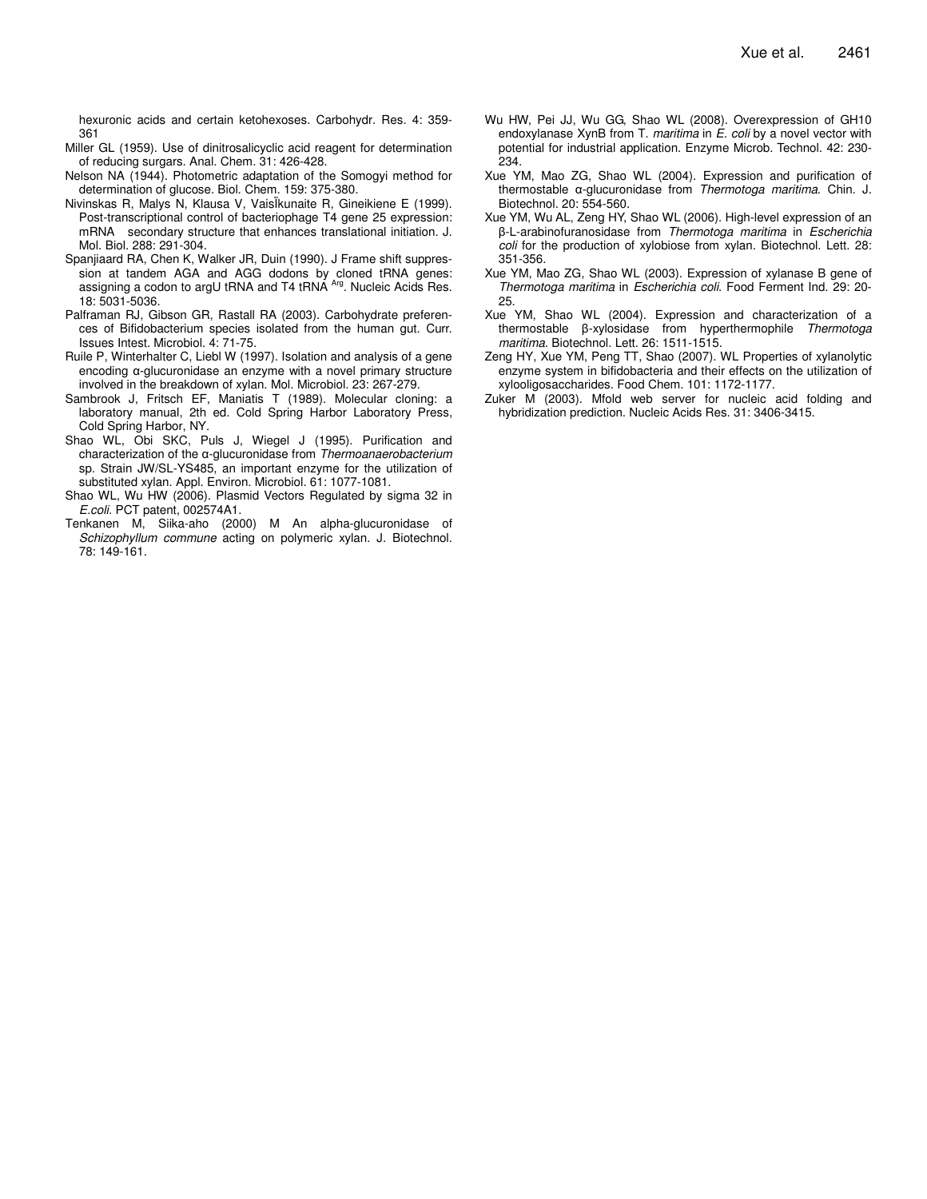hexuronic acids and certain ketohexoses. Carbohydr. Res. 4: 359-361

Miller GL (1959). Use of dinitrosalicyclic acid reagent for determination of reducing surgars. Anal. Chem. 31: 426-428.

Nelson NA (1944). Photometric adaptation of the Somogyi method for determination of glucose. Biol. Chem. 159: 375-380.

Nivinskas R, Malys N, Klausa V, VaisÏkunaite R, Gineikiene E (1999). Post-transcriptional control of bacteriophage T4 gene 25 expression: mRNA secondary structure that enhances translational initiation. J. Mol. Biol. 288: 291-304.

Spanjiaard RA, Chen K, Walker JR, Duin (1990). J Frame shift suppression at tandem AGA and AGG dodons by cloned tRNA genes: assigning a codon to argU tRNA and T4 tRNA [Arg]. Nucleic Acids Res. 18: 5031-5036.

Palframan RJ, Gibson GR, Rastall RA (2003). Carbohydrate preferences of Bifidobacterium species isolated from the human gut. Curr. Issues Intest. Microbiol. 4: 71-75.

Ruile P, Winterhalter C, Liebl W (1997). Isolation and analysis of a gene encoding α-glucuronidase an enzyme with a novel primary structure involved in the breakdown of xylan. Mol. Microbiol. 23: 267-279.

Sambrook J, Fritsch EF, Maniatis T (1989). Molecular cloning: a laboratory manual, 2th ed. Cold Spring Harbor Laboratory Press, Cold Spring Harbor, NY.

Shao WL, Obi SKC, Puls J, Wiegel J (1995). Purification and characterization of the α-glucuronidase from *Thermoanaerobacterium* sp. Strain JW/SL-YS485, an important enzyme for the utilization of substituted xylan. Appl. Environ. Microbiol. 61: 1077-1081.

Shao WL, Wu HW (2006). Plasmid Vectors Regulated by sigma 32 in *E.coli*. PCT patent, 002574A1.

Tenkanen M, Siika-aho (2000) M An alpha-glucuronidase of *Schizophyllum commune* acting on polymeric xylan. J. Biotechnol. 78: 149-161.

Wu HW, Pei JJ, Wu GG, Shao WL (2008). Overexpression of GH10 endoxylanase XynB from T. *maritima* in *E. coli* by a novel vector with potential for industrial application. Enzyme Microb. Technol. 42: 230-234.

Xue YM, Mao ZG, Shao WL (2004). Expression and purification of thermostable α-glucuronidase from *Thermotoga maritima*. Chin. J. Biotechnol. 20: 554-560.

Xue YM, Wu AL, Zeng HY, Shao WL (2006). High-level expression of an β-L-arabinofuranosidase from *Thermotoga maritima* in *Escherichia coli* for the production of xylobiose from xylan. Biotechnol. Lett. 28: 351-356.

Xue YM, Mao ZG, Shao WL (2003). Expression of xylanase B gene of *Thermotoga maritima* in *Escherichia coli*. Food Ferment Ind. 29: 20-25.

Xue YM, Shao WL (2004). Expression and characterization of a thermostable β-xylosidase from hyperthermophile *Thermotoga maritima*. Biotechnol. Lett. 26: 1511-1515.

Zeng HY, Xue YM, Peng TT, Shao (2007). WL Properties of xylanolytic enzyme system in bifidobacteria and their effects on the utilization of xylooligosaccharides. Food Chem. 101: 1172-1177.

Zuker M (2003). Mfold web server for nucleic acid folding and hybridization prediction. Nucleic Acids Res. 31: 3406-3415.